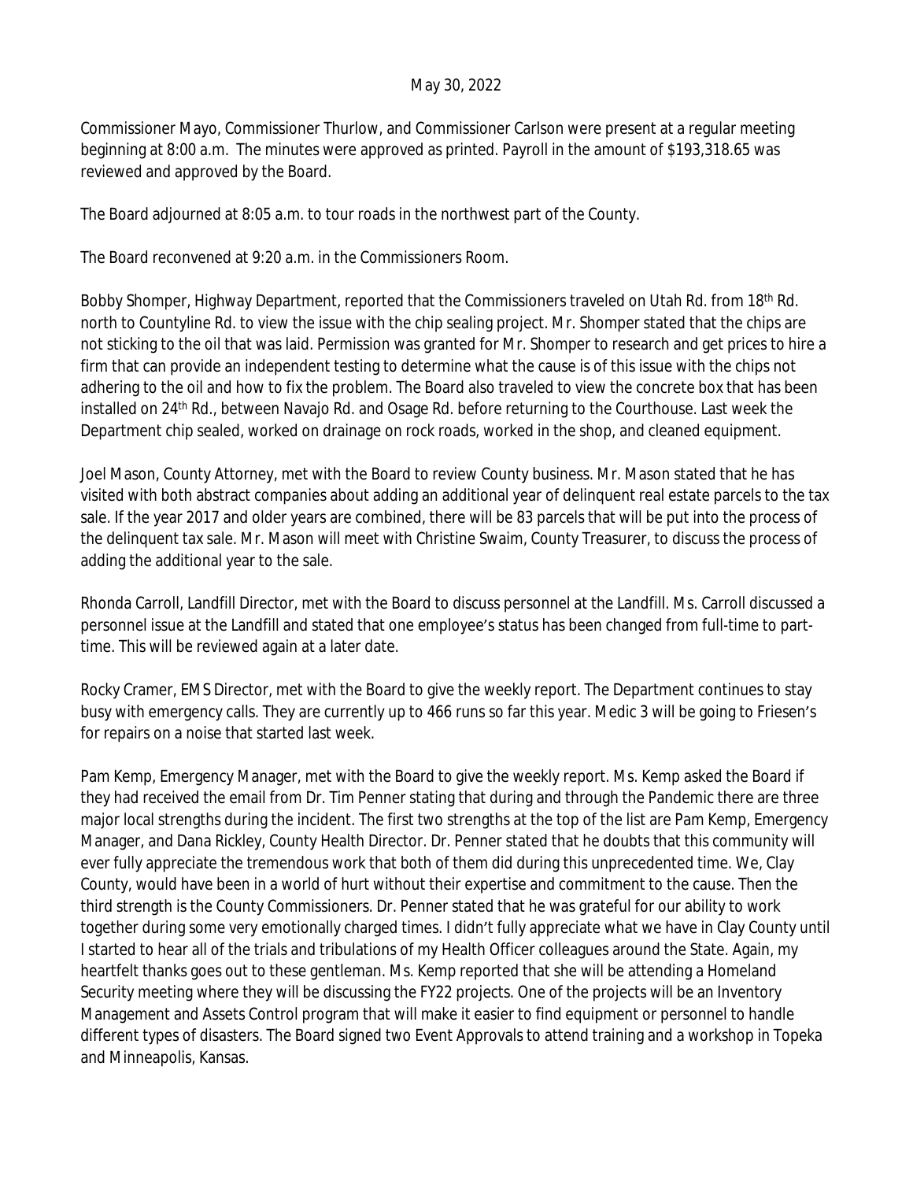May 30, 2022

Commissioner Mayo, Commissioner Thurlow, and Commissioner Carlson were present at a regular meeting beginning at 8:00 a.m. The minutes were approved as printed. Payroll in the amount of $193,318.65 was reviewed and approved by the Board.

The Board adjourned at 8:05 a.m. to tour roads in the northwest part of the County.

The Board reconvened at 9:20 a.m. in the Commissioners Room.

Bobby Shomper, Highway Department, reported that the Commissioners traveled on Utah Rd. from 18th Rd. north to Countyline Rd. to view the issue with the chip sealing project. Mr. Shomper stated that the chips are not sticking to the oil that was laid. Permission was granted for Mr. Shomper to research and get prices to hire a firm that can provide an independent testing to determine what the cause is of this issue with the chips not adhering to the oil and how to fix the problem. The Board also traveled to view the concrete box that has been installed on 24th Rd., between Navajo Rd. and Osage Rd. before returning to the Courthouse. Last week the Department chip sealed, worked on drainage on rock roads, worked in the shop, and cleaned equipment.

Joel Mason, County Attorney, met with the Board to review County business. Mr. Mason stated that he has visited with both abstract companies about adding an additional year of delinquent real estate parcels to the tax sale. If the year 2017 and older years are combined, there will be 83 parcels that will be put into the process of the delinquent tax sale. Mr. Mason will meet with Christine Swaim, County Treasurer, to discuss the process of adding the additional year to the sale.

Rhonda Carroll, Landfill Director, met with the Board to discuss personnel at the Landfill. Ms. Carroll discussed a personnel issue at the Landfill and stated that one employee's status has been changed from full-time to part-time. This will be reviewed again at a later date.

Rocky Cramer, EMS Director, met with the Board to give the weekly report. The Department continues to stay busy with emergency calls. They are currently up to 466 runs so far this year. Medic 3 will be going to Friesen's for repairs on a noise that started last week.

Pam Kemp, Emergency Manager, met with the Board to give the weekly report. Ms. Kemp asked the Board if they had received the email from Dr. Tim Penner stating that during and through the Pandemic there are three major local strengths during the incident. The first two strengths at the top of the list are Pam Kemp, Emergency Manager, and Dana Rickley, County Health Director. Dr. Penner stated that he doubts that this community will ever fully appreciate the tremendous work that both of them did during this unprecedented time. We, Clay County, would have been in a world of hurt without their expertise and commitment to the cause. Then the third strength is the County Commissioners. Dr. Penner stated that he was grateful for our ability to work together during some very emotionally charged times. I didn't fully appreciate what we have in Clay County until I started to hear all of the trials and tribulations of my Health Officer colleagues around the State. Again, my heartfelt thanks goes out to these gentleman. Ms. Kemp reported that she will be attending a Homeland Security meeting where they will be discussing the FY22 projects. One of the projects will be an Inventory Management and Assets Control program that will make it easier to find equipment or personnel to handle different types of disasters. The Board signed two Event Approvals to attend training and a workshop in Topeka and Minneapolis, Kansas.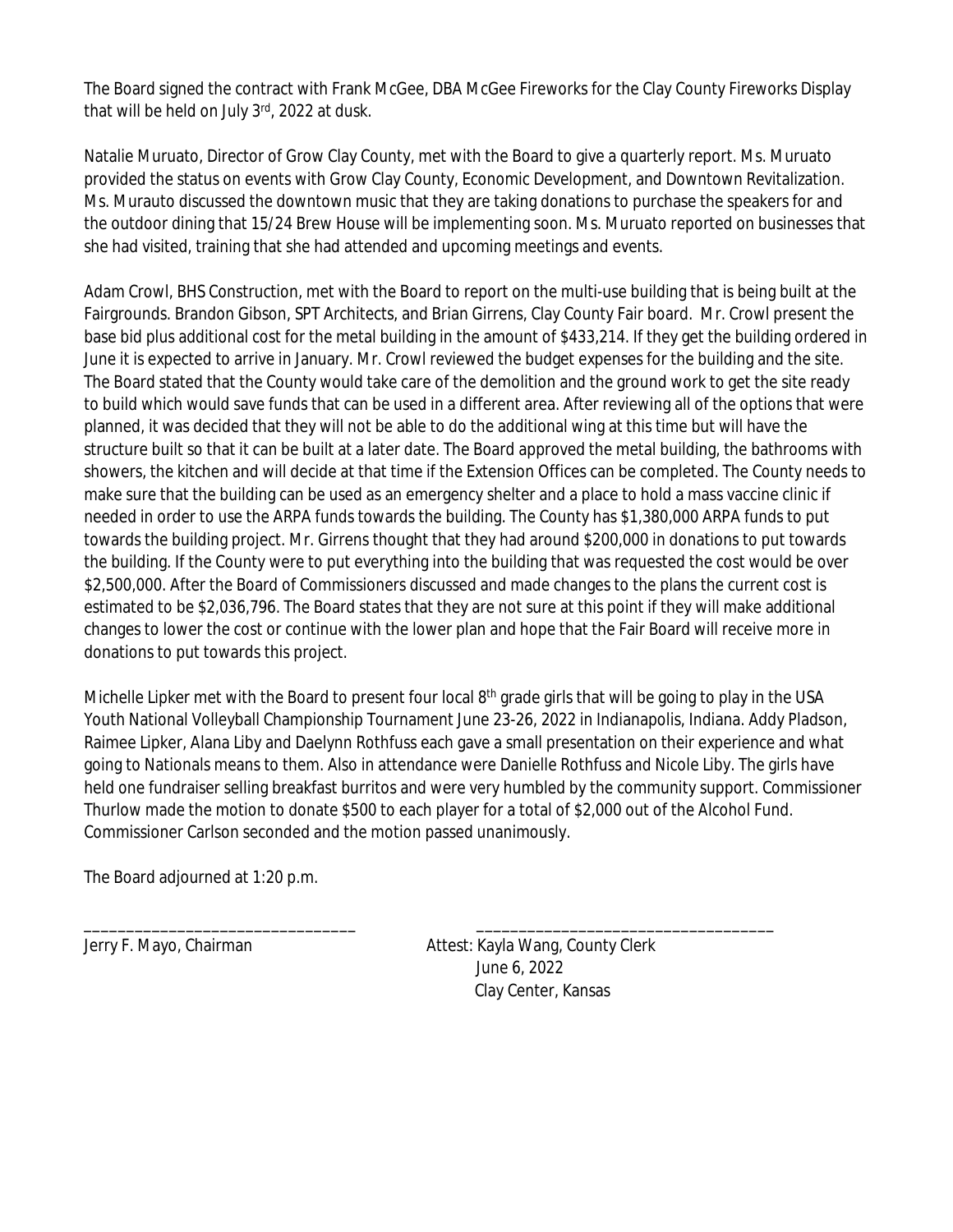The Board signed the contract with Frank McGee, DBA McGee Fireworks for the Clay County Fireworks Display that will be held on July 3rd, 2022 at dusk.

Natalie Muruato, Director of Grow Clay County, met with the Board to give a quarterly report. Ms. Muruato provided the status on events with Grow Clay County, Economic Development, and Downtown Revitalization. Ms. Murauto discussed the downtown music that they are taking donations to purchase the speakers for and the outdoor dining that 15/24 Brew House will be implementing soon. Ms. Muruato reported on businesses that she had visited, training that she had attended and upcoming meetings and events.

Adam Crowl, BHS Construction, met with the Board to report on the multi-use building that is being built at the Fairgrounds. Brandon Gibson, SPT Architects, and Brian Girrens, Clay County Fair board. Mr. Crowl present the base bid plus additional cost for the metal building in the amount of $433,214. If they get the building ordered in June it is expected to arrive in January. Mr. Crowl reviewed the budget expenses for the building and the site. The Board stated that the County would take care of the demolition and the ground work to get the site ready to build which would save funds that can be used in a different area. After reviewing all of the options that were planned, it was decided that they will not be able to do the additional wing at this time but will have the structure built so that it can be built at a later date. The Board approved the metal building, the bathrooms with showers, the kitchen and will decide at that time if the Extension Offices can be completed. The County needs to make sure that the building can be used as an emergency shelter and a place to hold a mass vaccine clinic if needed in order to use the ARPA funds towards the building. The County has $1,380,000 ARPA funds to put towards the building project. Mr. Girrens thought that they had around $200,000 in donations to put towards the building. If the County were to put everything into the building that was requested the cost would be over $2,500,000. After the Board of Commissioners discussed and made changes to the plans the current cost is estimated to be $2,036,796. The Board states that they are not sure at this point if they will make additional changes to lower the cost or continue with the lower plan and hope that the Fair Board will receive more in donations to put towards this project.

Michelle Lipker met with the Board to present four local 8th grade girls that will be going to play in the USA Youth National Volleyball Championship Tournament June 23-26, 2022 in Indianapolis, Indiana. Addy Pladson, Raimee Lipker, Alana Liby and Daelynn Rothfuss each gave a small presentation on their experience and what going to Nationals means to them. Also in attendance were Danielle Rothfuss and Nicole Liby. The girls have held one fundraiser selling breakfast burritos and were very humbled by the community support. Commissioner Thurlow made the motion to donate $500 to each player for a total of $2,000 out of the Alcohol Fund. Commissioner Carlson seconded and the motion passed unanimously.

The Board adjourned at 1:20 p.m.

_______________________________ _________________________________

Jerry F. Mayo, Chairman Attest: Kayla Wang, County Clerk

June 6, 2022

Clay Center, Kansas